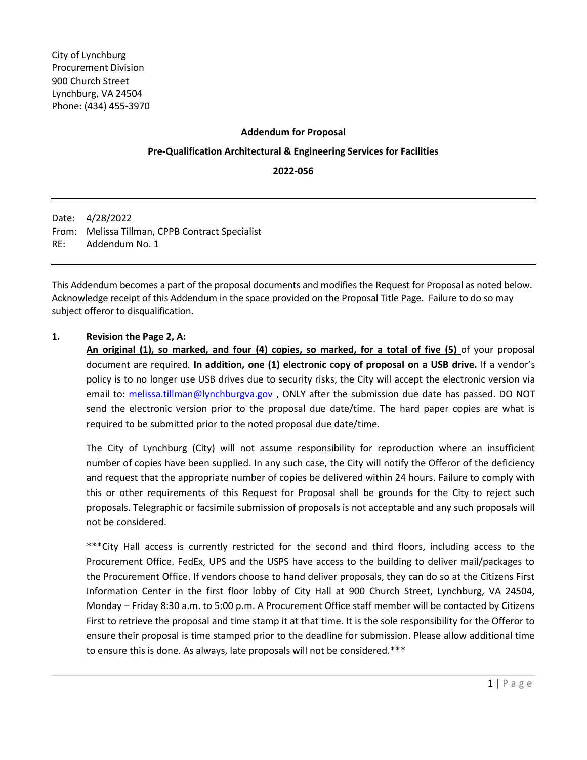City of Lynchburg
Procurement Division
900 Church Street
Lynchburg, VA 24504
Phone: (434) 455-3970

**Addendum for Proposal**

**Pre-Qualification Architectural & Engineering Services for Facilities**

**2022-056**

---

Date: 4/28/2022
From: Melissa Tillman, CPPB Contract Specialist
RE: Addendum No. 1

---

This Addendum becomes a part of the proposal documents and modifies the Request for Proposal as noted below. Acknowledge receipt of this Addendum in the space provided on the Proposal Title Page. Failure to do so may subject offeror to disqualification.

**1. Revision the Page 2, A:**

**An original (1), so marked, and four (4) copies, so marked, for a total of five (5)** of your proposal document are required. **In addition, one (1) electronic copy of proposal on a USB drive.** If a vendor's policy is to no longer use USB drives due to security risks, the City will accept the electronic version via email to: melissa.tillman@lynchburgva.gov , ONLY after the submission due date has passed. DO NOT send the electronic version prior to the proposal due date/time. The hard paper copies are what is required to be submitted prior to the noted proposal due date/time.

The City of Lynchburg (City) will not assume responsibility for reproduction where an insufficient number of copies have been supplied. In any such case, the City will notify the Offeror of the deficiency and request that the appropriate number of copies be delivered within 24 hours. Failure to comply with this or other requirements of this Request for Proposal shall be grounds for the City to reject such proposals. Telegraphic or facsimile submission of proposals is not acceptable and any such proposals will not be considered.

***City Hall access is currently restricted for the second and third floors, including access to the Procurement Office. FedEx, UPS and the USPS have access to the building to deliver mail/packages to the Procurement Office. If vendors choose to hand deliver proposals, they can do so at the Citizens First Information Center in the first floor lobby of City Hall at 900 Church Street, Lynchburg, VA 24504, Monday – Friday 8:30 a.m. to 5:00 p.m. A Procurement Office staff member will be contacted by Citizens First to retrieve the proposal and time stamp it at that time. It is the sole responsibility for the Offeror to ensure their proposal is time stamped prior to the deadline for submission. Please allow additional time to ensure this is done. As always, late proposals will not be considered.***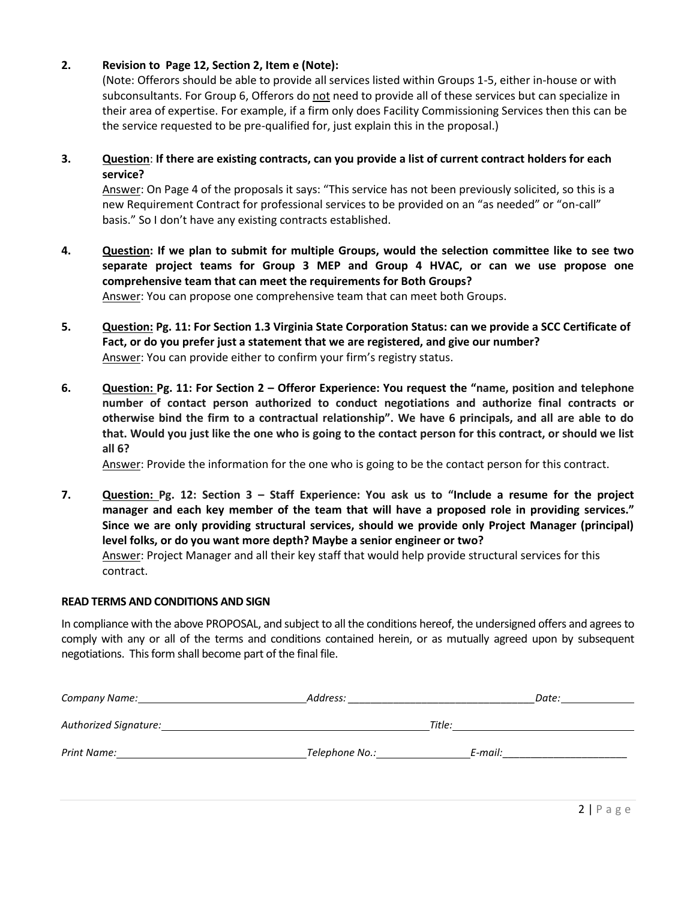2. **Revision to Page 12, Section 2, Item e (Note):**
   (Note: Offerors should be able to provide all services listed within Groups 1-5, either in-house or with subconsultants. For Group 6, Offerors do not need to provide all of these services but can specialize in their area of expertise. For example, if a firm only does Facility Commissioning Services then this can be the service requested to be pre-qualified for, just explain this in the proposal.)

3. **Question: If there are existing contracts, can you provide a list of current contract holders for each service?**
   Answer: On Page 4 of the proposals it says: "This service has not been previously solicited, so this is a new Requirement Contract for professional services to be provided on an "as needed" or "on-call" basis." So I don't have any existing contracts established.

4. **Question: If we plan to submit for multiple Groups, would the selection committee like to see two separate project teams for Group 3 MEP and Group 4 HVAC, or can we use propose one comprehensive team that can meet the requirements for Both Groups?**
   Answer: You can propose one comprehensive team that can meet both Groups.

5. **Question: Pg. 11: For Section 1.3 Virginia State Corporation Status: can we provide a SCC Certificate of Fact, or do you prefer just a statement that we are registered, and give our number?**
   Answer: You can provide either to confirm your firm's registry status.

6. **Question: Pg. 11: For Section 2 – Offeror Experience: You request the "name, position and telephone number of contact person authorized to conduct negotiations and authorize final contracts or otherwise bind the firm to a contractual relationship". We have 6 principals, and all are able to do that. Would you just like the one who is going to the contact person for this contract, or should we list all 6?**
   Answer: Provide the information for the one who is going to be the contact person for this contract.

7. **Question: Pg. 12: Section 3 – Staff Experience: You ask us to "Include a resume for the project manager and each key member of the team that will have a proposed role in providing services." Since we are only providing structural services, should we provide only Project Manager (principal) level folks, or do you want more depth? Maybe a senior engineer or two?**
   Answer: Project Manager and all their key staff that would help provide structural services for this contract.

**READ TERMS AND CONDITIONS AND SIGN**

In compliance with the above PROPOSAL, and subject to all the conditions hereof, the undersigned offers and agrees to comply with any or all of the terms and conditions contained herein, or as mutually agreed upon by subsequent negotiations. This form shall become part of the final file.

*Company Name:* ____________________ *Address:* ____________________ *Date:* __________

*Authorized Signature:* ______________________________ *Title:* ____________________

*Print Name:* ____________________ *Telephone No.:* ______________ *E-mail:* ____________________